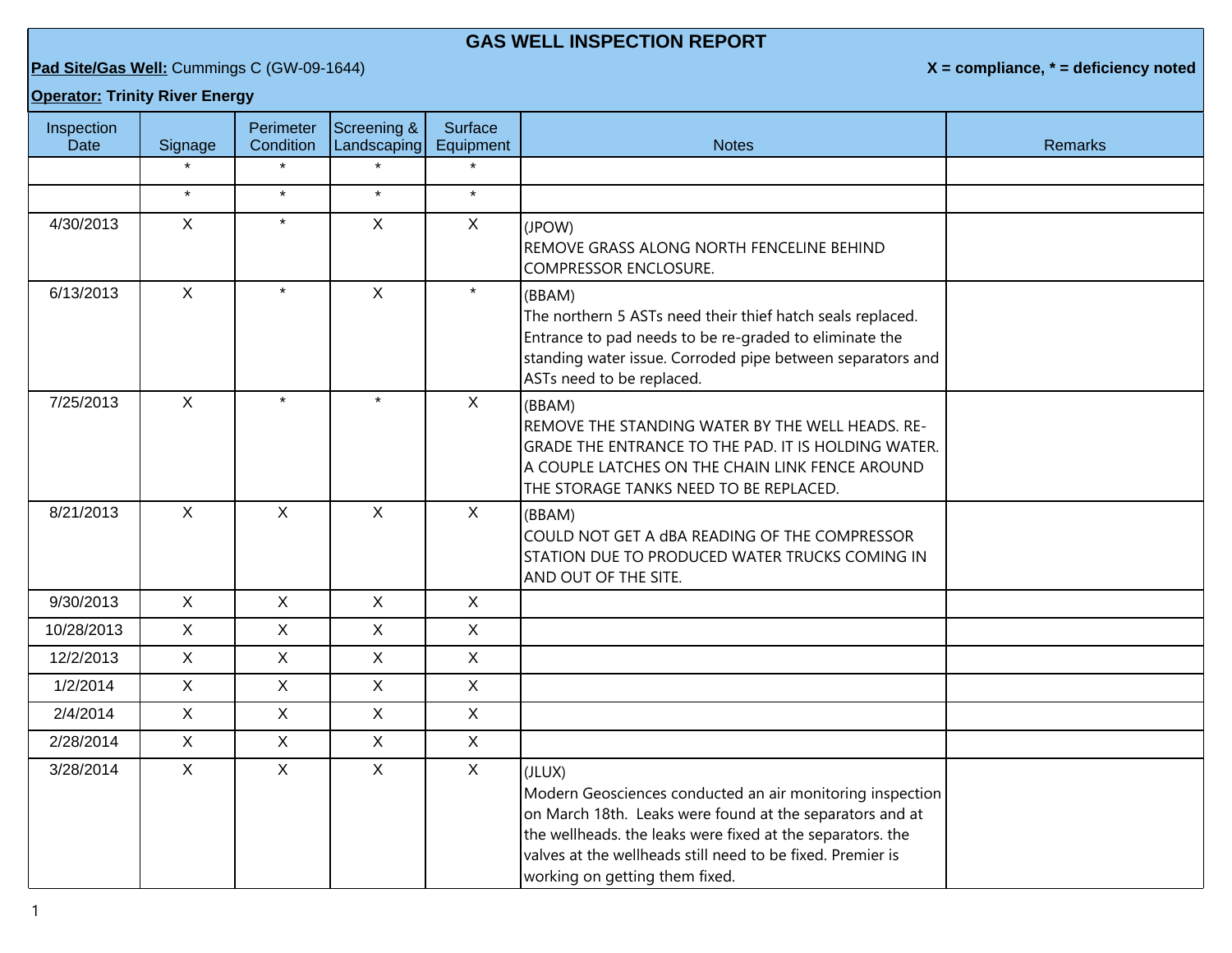# GAS WELL INSPECTION REPORT

**Pad Site/Gas Well:** Cummings C (GW-09-1644)

**X = compliance, * = deficiency noted**

**Operator: Trinity River Energy**

| Inspection Date | Signage | Perimeter Condition | Screening & Landscaping | Surface Equipment | Notes | Remarks |
|---|---|---|---|---|---|---|
| | * | * | * | * | | |
| | * | * | * | * | | |
| 4/30/2013 | X | * | X | X | (JPOW) REMOVE GRASS ALONG NORTH FENCELINE BEHIND COMPRESSOR ENCLOSURE. | |
| 6/13/2013 | X | * | X | * | (BBAM) The northern 5 ASTs need their thief hatch seals replaced. Entrance to pad needs to be re-graded to eliminate the standing water issue. Corroded pipe between separators and ASTs need to be replaced. | |
| 7/25/2013 | X | * | * | X | (BBAM) REMOVE THE STANDING WATER BY THE WELL HEADS. RE-GRADE THE ENTRANCE TO THE PAD. IT IS HOLDING WATER. A COUPLE LATCHES ON THE CHAIN LINK FENCE AROUND THE STORAGE TANKS NEED TO BE REPLACED. | |
| 8/21/2013 | X | X | X | X | (BBAM) COULD NOT GET A dBA READING OF THE COMPRESSOR STATION DUE TO PRODUCED WATER TRUCKS COMING IN AND OUT OF THE SITE. | |
| 9/30/2013 | X | X | X | X | | |
| 10/28/2013 | X | X | X | X | | |
| 12/2/2013 | X | X | X | X | | |
| 1/2/2014 | X | X | X | X | | |
| 2/4/2014 | X | X | X | X | | |
| 2/28/2014 | X | X | X | X | | |
| 3/28/2014 | X | X | X | X | (JLUX) Modern Geosciences conducted an air monitoring inspection on March 18th. Leaks were found at the separators and at the wellheads. the leaks were fixed at the separators. the valves at the wellheads still need to be fixed. Premier is working on getting them fixed. | |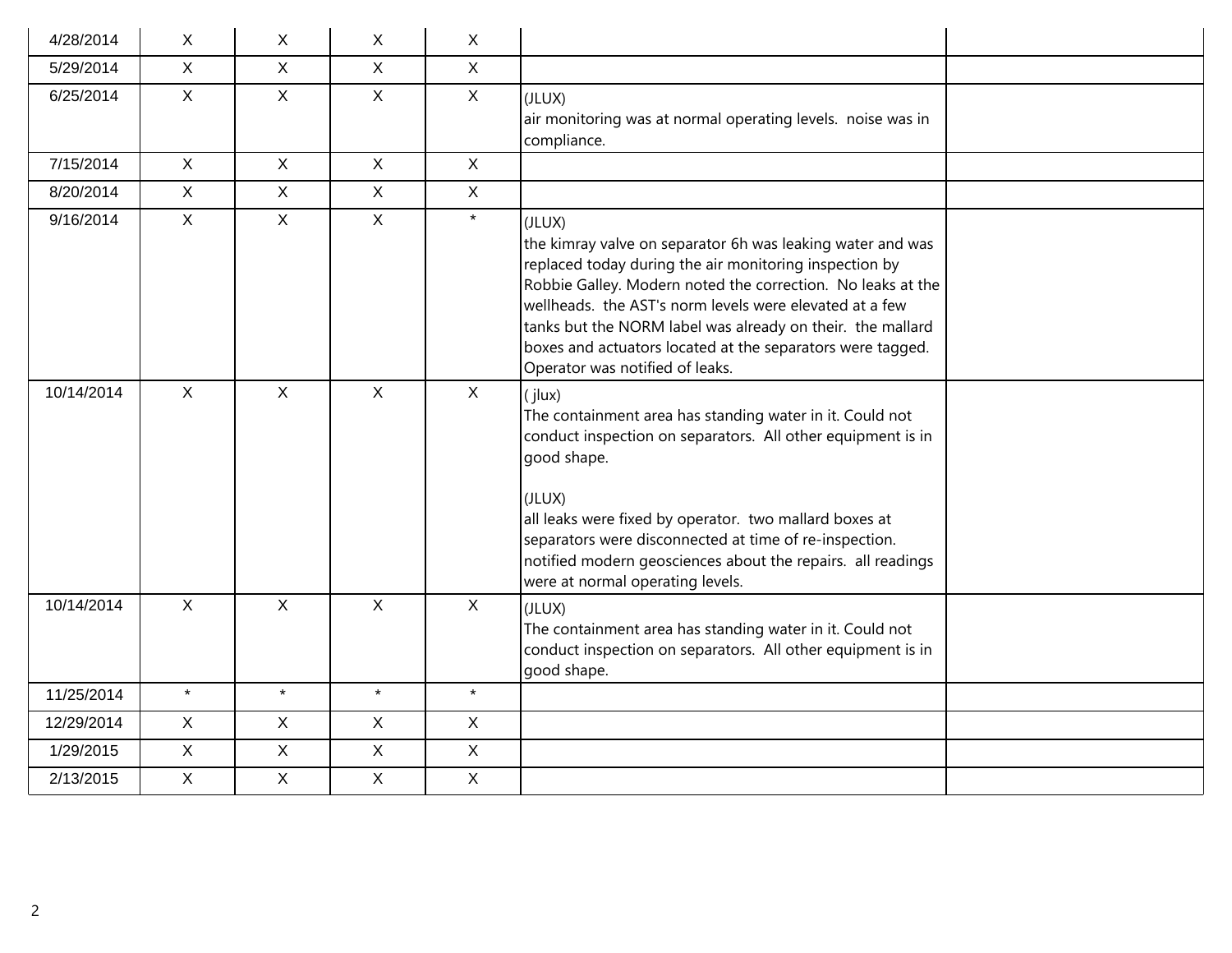| | | | | | | |
|---|---|---|---|---|---|---|
| 4/28/2014 | X | X | X | X | | |
| 5/29/2014 | X | X | X | X | | |
| 6/25/2014 | X | X | X | X | (JLUX)<br>air monitoring was at normal operating levels. noise was in compliance. | |
| 7/15/2014 | X | X | X | X | | |
| 8/20/2014 | X | X | X | X | | |
| 9/16/2014 | X | X | X | * | (JLUX)<br>the kimray valve on separator 6h was leaking water and was replaced today during the air monitoring inspection by Robbie Galley. Modern noted the correction. No leaks at the wellheads. the AST's norm levels were elevated at a few tanks but the NORM label was already on their. the mallard boxes and actuators located at the separators were tagged. Operator was notified of leaks. | |
| 10/14/2014 | X | X | X | X | ( jlux)<br>The containment area has standing water in it. Could not conduct inspection on separators. All other equipment is in good shape.<br><br>(JLUX)<br>all leaks were fixed by operator. two mallard boxes at separators were disconnected at time of re-inspection. notified modern geosciences about the repairs. all readings were at normal operating levels. | |
| 10/14/2014 | X | X | X | X | (JLUX)<br>The containment area has standing water in it. Could not conduct inspection on separators. All other equipment is in good shape. | |
| 11/25/2014 | * | * | * | * | | |
| 12/29/2014 | X | X | X | X | | |
| 1/29/2015 | X | X | X | X | | |
| 2/13/2015 | X | X | X | X | | |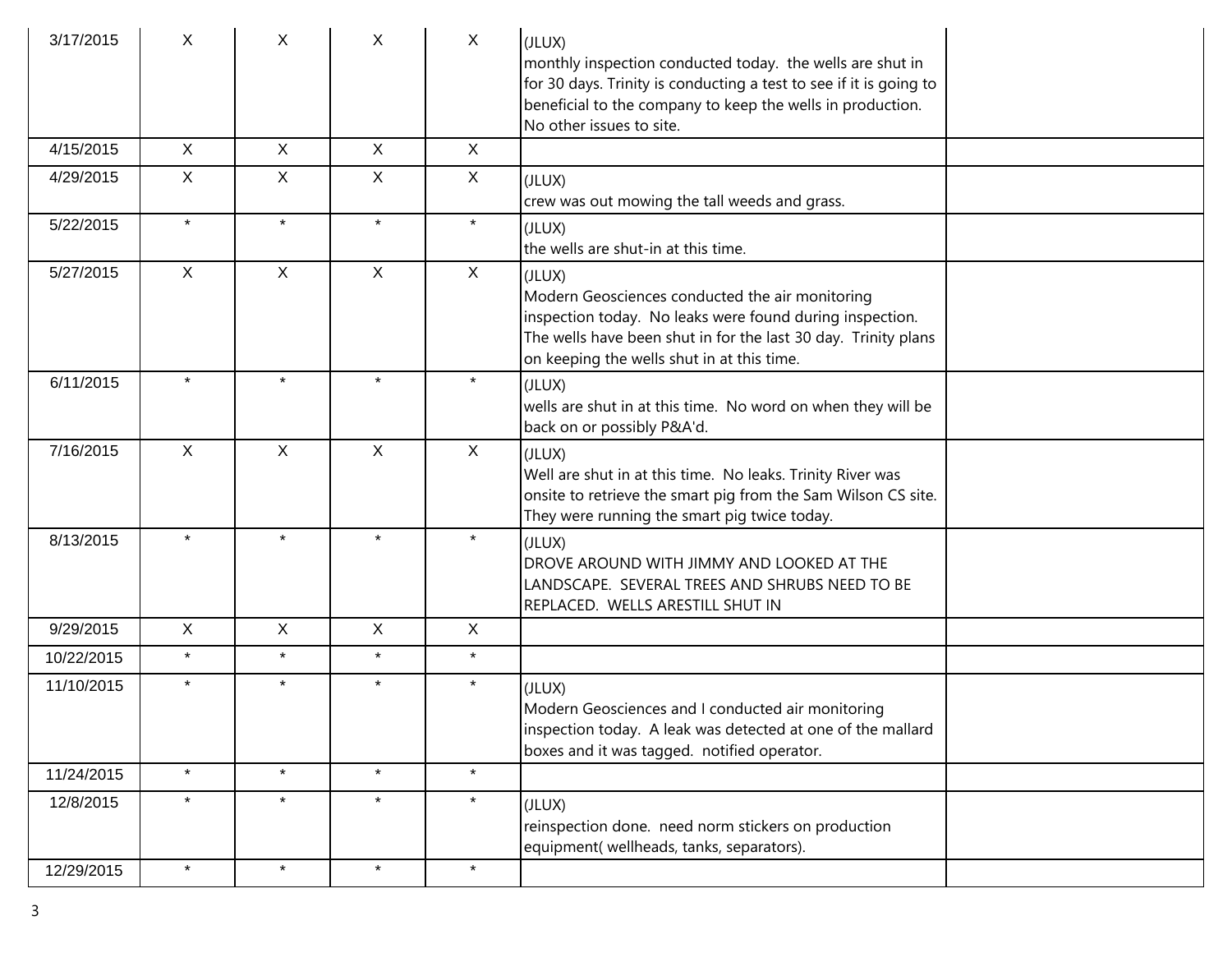| | | | | | | |
|---|---|---|---|---|---|---|
| 3/17/2015 | X | X | X | X | (JLUX)<br>monthly inspection conducted today. the wells are shut in for 30 days. Trinity is conducting a test to see if it is going to beneficial to the company to keep the wells in production. No other issues to site. | |
| 4/15/2015 | X | X | X | X | | |
| 4/29/2015 | X | X | X | X | (JLUX)<br>crew was out mowing the tall weeds and grass. | |
| 5/22/2015 | * | * | * | * | (JLUX)<br>the wells are shut-in at this time. | |
| 5/27/2015 | X | X | X | X | (JLUX)<br>Modern Geosciences conducted the air monitoring inspection today. No leaks were found during inspection. The wells have been shut in for the last 30 day. Trinity plans on keeping the wells shut in at this time. | |
| 6/11/2015 | * | * | * | * | (JLUX)<br>wells are shut in at this time. No word on when they will be back on or possibly P&A'd. | |
| 7/16/2015 | X | X | X | X | (JLUX)<br>Well are shut in at this time. No leaks. Trinity River was onsite to retrieve the smart pig from the Sam Wilson CS site. They were running the smart pig twice today. | |
| 8/13/2015 | * | * | * | * | (JLUX)<br>DROVE AROUND WITH JIMMY AND LOOKED AT THE LANDSCAPE. SEVERAL TREES AND SHRUBS NEED TO BE REPLACED. WELLS ARESTILL SHUT IN | |
| 9/29/2015 | X | X | X | X | | |
| 10/22/2015 | * | * | * | * | | |
| 11/10/2015 | * | * | * | * | (JLUX)<br>Modern Geosciences and I conducted air monitoring inspection today. A leak was detected at one of the mallard boxes and it was tagged. notified operator. | |
| 11/24/2015 | * | * | * | * | | |
| 12/8/2015 | * | * | * | * | (JLUX)<br>reinspection done. need norm stickers on production equipment( wellheads, tanks, separators). | |
| 12/29/2015 | * | * | * | * | | |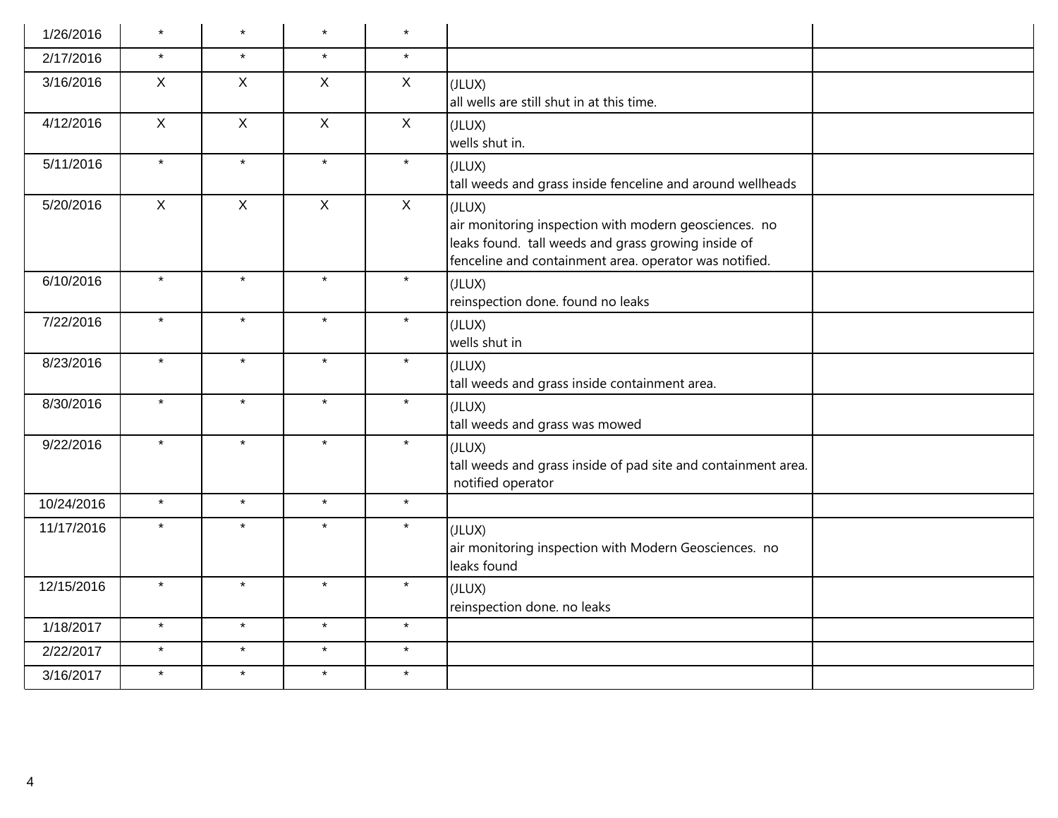| | | | | | | |
|---|---|---|---|---|---|---|
| 1/26/2016 | * | * | * | * | | |
| 2/17/2016 | * | * | * | * | | |
| 3/16/2016 | X | X | X | X | (JLUX)<br>all wells are still shut in at this time. | |
| 4/12/2016 | X | X | X | X | (JLUX)<br>wells shut in. | |
| 5/11/2016 | * | * | * | * | (JLUX)<br>tall weeds and grass inside fenceline and around wellheads | |
| 5/20/2016 | X | X | X | X | (JLUX)<br>air monitoring inspection with modern geosciences. no leaks found. tall weeds and grass growing inside of fenceline and containment area. operator was notified. | |
| 6/10/2016 | * | * | * | * | (JLUX)<br>reinspection done. found no leaks | |
| 7/22/2016 | * | * | * | * | (JLUX)<br>wells shut in | |
| 8/23/2016 | * | * | * | * | (JLUX)<br>tall weeds and grass inside containment area. | |
| 8/30/2016 | * | * | * | * | (JLUX)<br>tall weeds and grass was mowed | |
| 9/22/2016 | * | * | * | * | (JLUX)<br>tall weeds and grass inside of pad site and containment area. notified operator | |
| 10/24/2016 | * | * | * | * | | |
| 11/17/2016 | * | * | * | * | (JLUX)<br>air monitoring inspection with Modern Geosciences. no leaks found | |
| 12/15/2016 | * | * | * | * | (JLUX)<br>reinspection done. no leaks | |
| 1/18/2017 | * | * | * | * | | |
| 2/22/2017 | * | * | * | * | | |
| 3/16/2017 | * | * | * | * | | |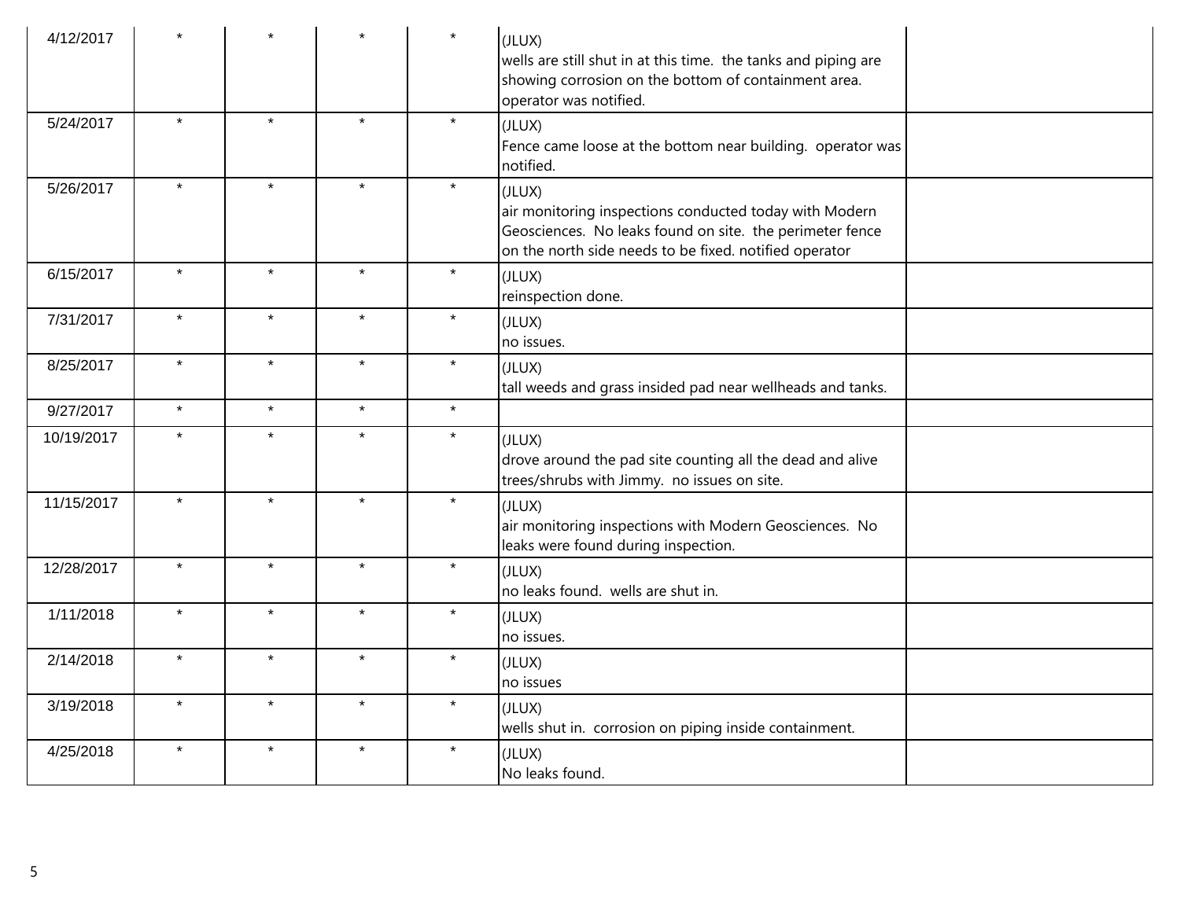| | | | | | | |
|---|---|---|---|---|---|---|
| 4/12/2017 | * | * | * | * | (JLUX)<br>wells are still shut in at this time. the tanks and piping are showing corrosion on the bottom of containment area. operator was notified. | |
| 5/24/2017 | * | * | * | * | (JLUX)<br>Fence came loose at the bottom near building. operator was notified. | |
| 5/26/2017 | * | * | * | * | (JLUX)<br>air monitoring inspections conducted today with Modern Geosciences. No leaks found on site. the perimeter fence on the north side needs to be fixed. notified operator | |
| 6/15/2017 | * | * | * | * | (JLUX)<br>reinspection done. | |
| 7/31/2017 | * | * | * | * | (JLUX)<br>no issues. | |
| 8/25/2017 | * | * | * | * | (JLUX)<br>tall weeds and grass insided pad near wellheads and tanks. | |
| 9/27/2017 | * | * | * | * | | |
| 10/19/2017 | * | * | * | * | (JLUX)<br>drove around the pad site counting all the dead and alive trees/shrubs with Jimmy. no issues on site. | |
| 11/15/2017 | * | * | * | * | (JLUX)<br>air monitoring inspections with Modern Geosciences. No leaks were found during inspection. | |
| 12/28/2017 | * | * | * | * | (JLUX)<br>no leaks found. wells are shut in. | |
| 1/11/2018 | * | * | * | * | (JLUX)<br>no issues. | |
| 2/14/2018 | * | * | * | * | (JLUX)<br>no issues | |
| 3/19/2018 | * | * | * | * | (JLUX)<br>wells shut in. corrosion on piping inside containment. | |
| 4/25/2018 | * | * | * | * | (JLUX)<br>No leaks found. | |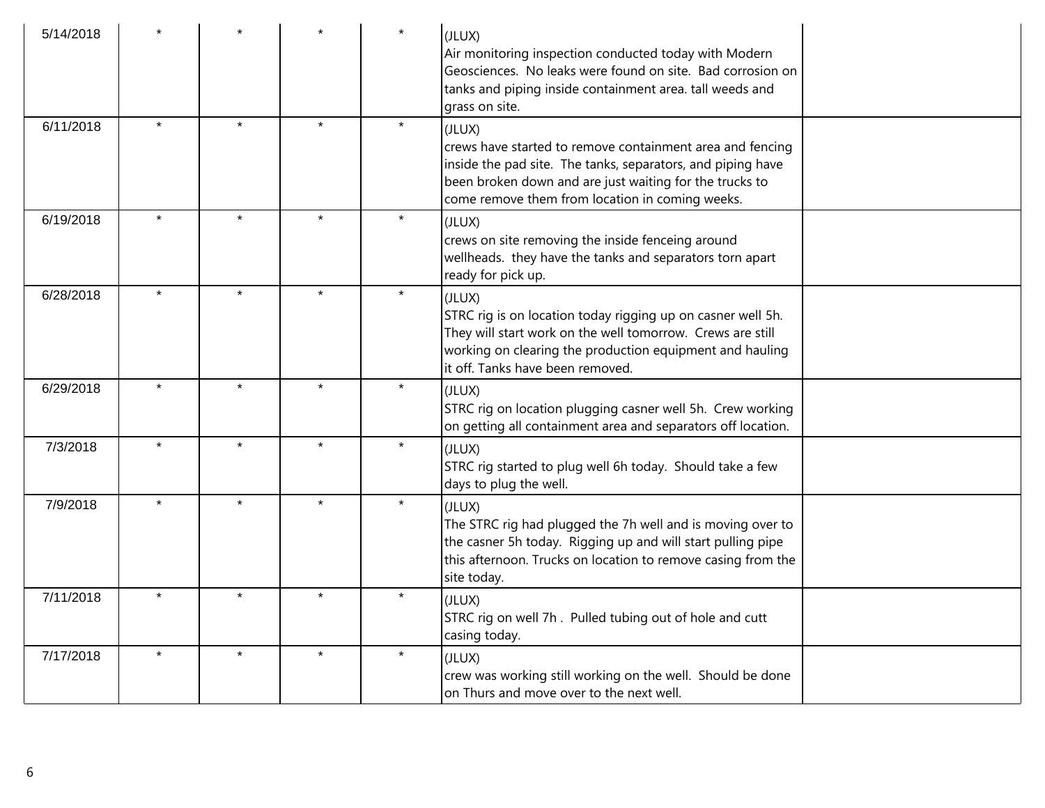| | | | | | | |
|---|---|---|---|---|---|---|
| 5/14/2018 | * | * | * | * | (JLUX)<br>Air monitoring inspection conducted today with Modern Geosciences. No leaks were found on site. Bad corrosion on tanks and piping inside containment area. tall weeds and grass on site. | |
| 6/11/2018 | * | * | * | * | (JLUX)<br>crews have started to remove containment area and fencing inside the pad site. The tanks, separators, and piping have been broken down and are just waiting for the trucks to come remove them from location in coming weeks. | |
| 6/19/2018 | * | * | * | * | (JLUX)<br>crews on site removing the inside fenceing around wellheads. they have the tanks and separators torn apart ready for pick up. | |
| 6/28/2018 | * | * | * | * | (JLUX)<br>STRC rig is on location today rigging up on casner well 5h. They will start work on the well tomorrow. Crews are still working on clearing the production equipment and hauling it off. Tanks have been removed. | |
| 6/29/2018 | * | * | * | * | (JLUX)<br>STRC rig on location plugging casner well 5h. Crew working on getting all containment area and separators off location. | |
| 7/3/2018 | * | * | * | * | (JLUX)<br>STRC rig started to plug well 6h today. Should take a few days to plug the well. | |
| 7/9/2018 | * | * | * | * | (JLUX)<br>The STRC rig had plugged the 7h well and is moving over to the casner 5h today. Rigging up and will start pulling pipe this afternoon. Trucks on location to remove casing from the site today. | |
| 7/11/2018 | * | * | * | * | (JLUX)<br>STRC rig on well 7h . Pulled tubing out of hole and cutt casing today. | |
| 7/17/2018 | * | * | * | * | (JLUX)<br>crew was working still working on the well. Should be done on Thurs and move over to the next well. | |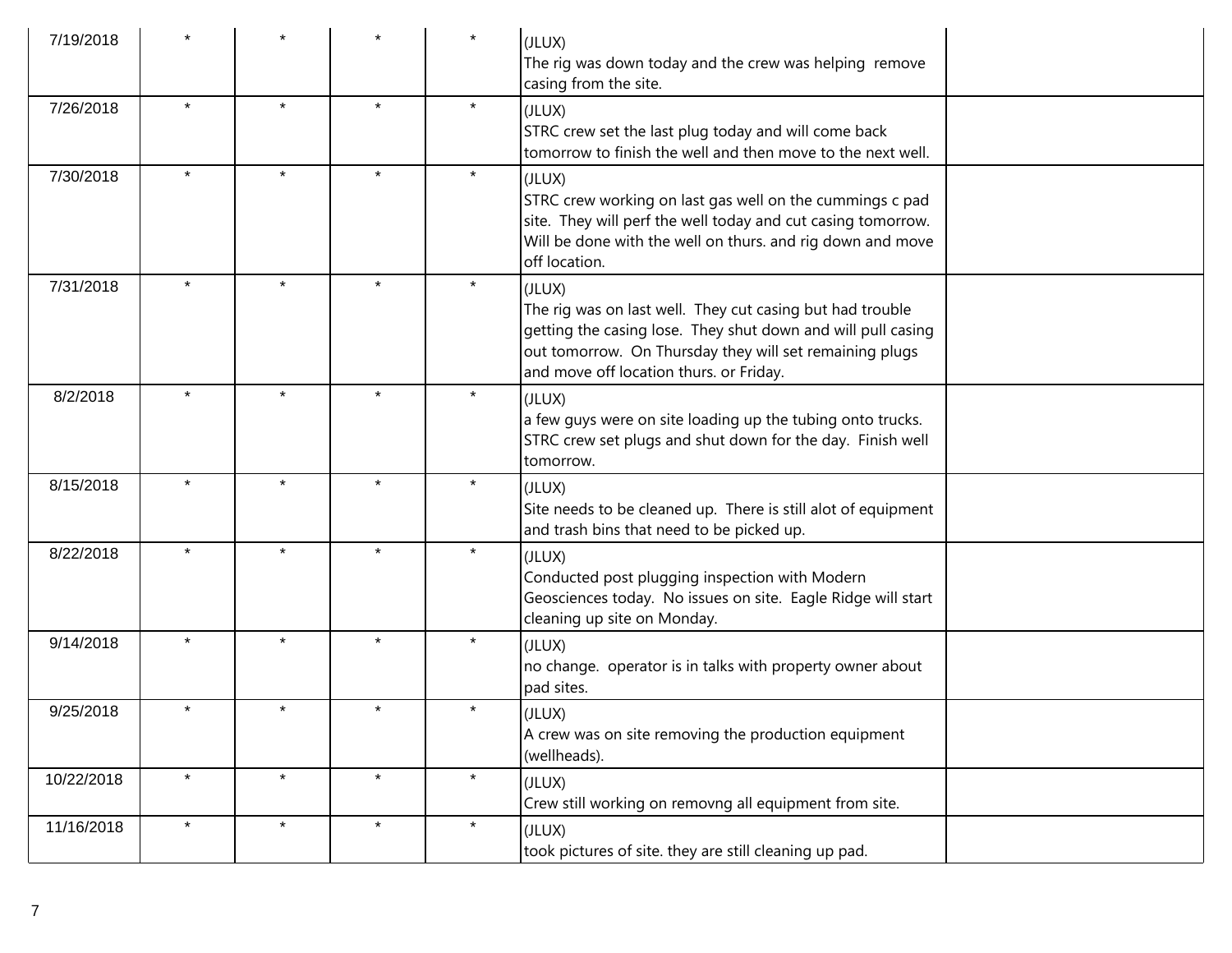| | | | | | | |
|---|---|---|---|---|---|---|
| 7/19/2018 | * | * | * | * | (JLUX)<br>The rig was down today and the crew was helping remove casing from the site. | |
| 7/26/2018 | * | * | * | * | (JLUX)<br>STRC crew set the last plug today and will come back tomorrow to finish the well and then move to the next well. | |
| 7/30/2018 | * | * | * | * | (JLUX)<br>STRC crew working on last gas well on the cummings c pad site. They will perf the well today and cut casing tomorrow. Will be done with the well on thurs. and rig down and move off location. | |
| 7/31/2018 | * | * | * | * | (JLUX)<br>The rig was on last well. They cut casing but had trouble getting the casing lose. They shut down and will pull casing out tomorrow. On Thursday they will set remaining plugs and move off location thurs. or Friday. | |
| 8/2/2018 | * | * | * | * | (JLUX)<br>a few guys were on site loading up the tubing onto trucks. STRC crew set plugs and shut down for the day. Finish well tomorrow. | |
| 8/15/2018 | * | * | * | * | (JLUX)<br>Site needs to be cleaned up. There is still alot of equipment and trash bins that need to be picked up. | |
| 8/22/2018 | * | * | * | * | (JLUX)<br>Conducted post plugging inspection with Modern Geosciences today. No issues on site. Eagle Ridge will start cleaning up site on Monday. | |
| 9/14/2018 | * | * | * | * | (JLUX)<br>no change. operator is in talks with property owner about pad sites. | |
| 9/25/2018 | * | * | * | * | (JLUX)<br>A crew was on site removing the production equipment (wellheads). | |
| 10/22/2018 | * | * | * | * | (JLUX)<br>Crew still working on removng all equipment from site. | |
| 11/16/2018 | * | * | * | * | (JLUX)<br>took pictures of site. they are still cleaning up pad. | |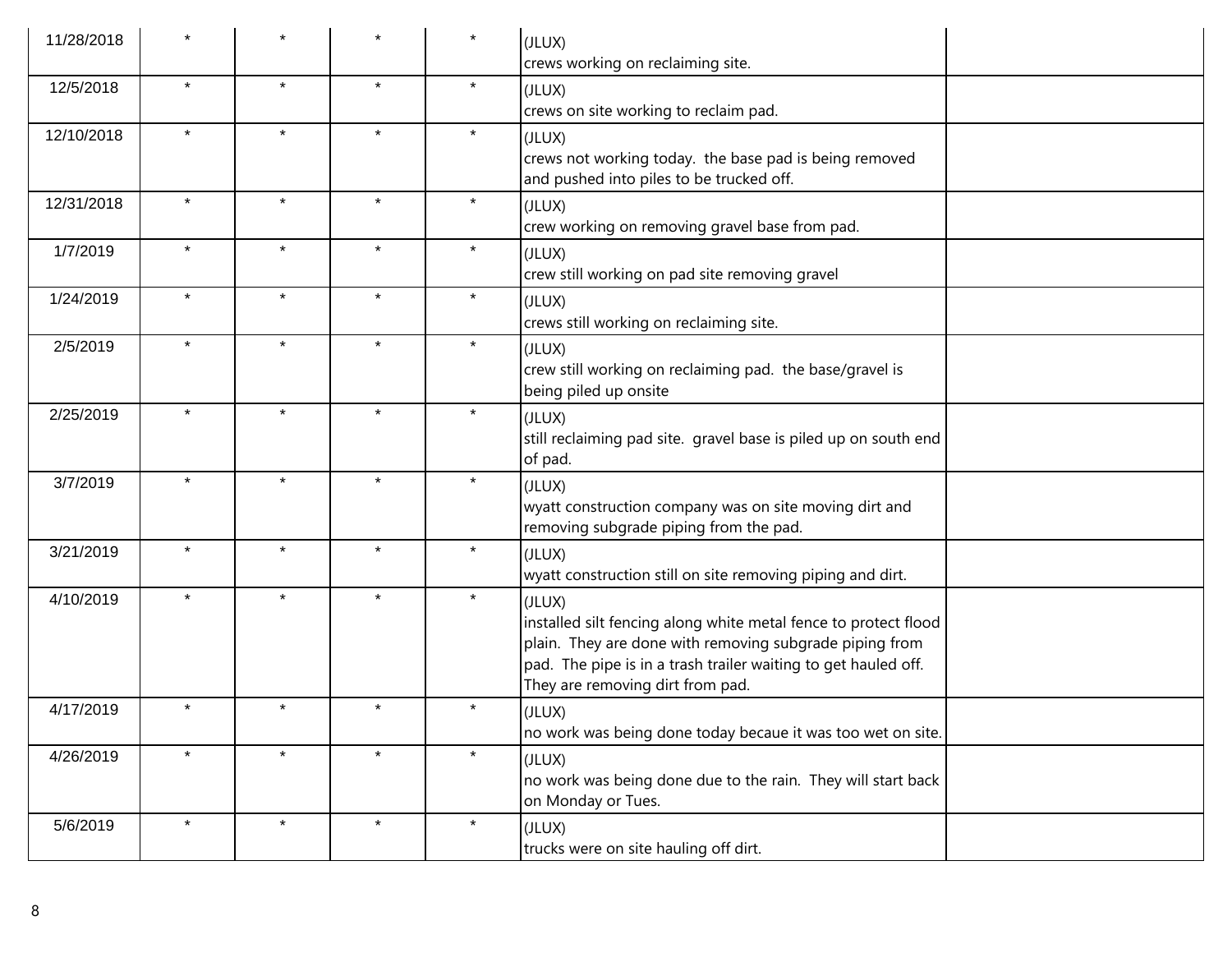| | | | | | | |
|---|---|---|---|---|---|---|
| 11/28/2018 | * | * | * | * | (JLUX)<br>crews working on reclaiming site. | |
| 12/5/2018 | * | * | * | * | (JLUX)<br>crews on site working to reclaim pad. | |
| 12/10/2018 | * | * | * | * | (JLUX)<br>crews not working today. the base pad is being removed and pushed into piles to be trucked off. | |
| 12/31/2018 | * | * | * | * | (JLUX)<br>crew working on removing gravel base from pad. | |
| 1/7/2019 | * | * | * | * | (JLUX)<br>crew still working on pad site removing gravel | |
| 1/24/2019 | * | * | * | * | (JLUX)<br>crews still working on reclaiming site. | |
| 2/5/2019 | * | * | * | * | (JLUX)<br>crew still working on reclaiming pad. the base/gravel is being piled up onsite | |
| 2/25/2019 | * | * | * | * | (JLUX)<br>still reclaiming pad site. gravel base is piled up on south end of pad. | |
| 3/7/2019 | * | * | * | * | (JLUX)<br>wyatt construction company was on site moving dirt and removing subgrade piping from the pad. | |
| 3/21/2019 | * | * | * | * | (JLUX)<br>wyatt construction still on site removing piping and dirt. | |
| 4/10/2019 | * | * | * | * | (JLUX)<br>installed silt fencing along white metal fence to protect flood plain. They are done with removing subgrade piping from pad. The pipe is in a trash trailer waiting to get hauled off. They are removing dirt from pad. | |
| 4/17/2019 | * | * | * | * | (JLUX)<br>no work was being done today becaue it was too wet on site. | |
| 4/26/2019 | * | * | * | * | (JLUX)<br>no work was being done due to the rain. They will start back on Monday or Tues. | |
| 5/6/2019 | * | * | * | * | (JLUX)<br>trucks were on site hauling off dirt. | |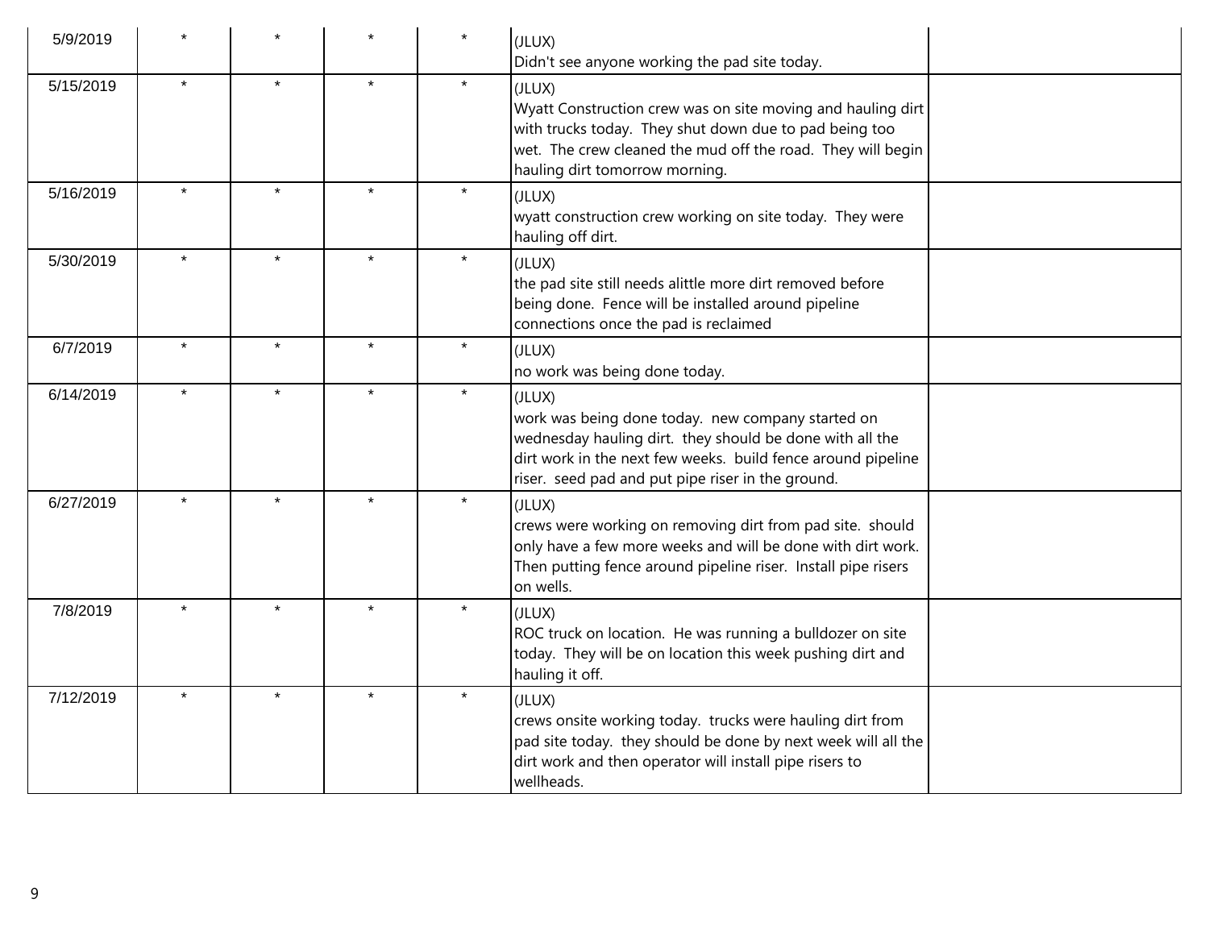| | | | | | | |
|---|---|---|---|---|---|---|
| 5/9/2019 | * | * | * | * | (JLUX)<br>Didn't see anyone working the pad site today. | |
| 5/15/2019 | * | * | * | * | (JLUX)<br>Wyatt Construction crew was on site moving and hauling dirt with trucks today. They shut down due to pad being too wet. The crew cleaned the mud off the road. They will begin hauling dirt tomorrow morning. | |
| 5/16/2019 | * | * | * | * | (JLUX)<br>wyatt construction crew working on site today. They were hauling off dirt. | |
| 5/30/2019 | * | * | * | * | (JLUX)<br>the pad site still needs alittle more dirt removed before being done. Fence will be installed around pipeline connections once the pad is reclaimed | |
| 6/7/2019 | * | * | * | * | (JLUX)<br>no work was being done today. | |
| 6/14/2019 | * | * | * | * | (JLUX)<br>work was being done today. new company started on wednesday hauling dirt. they should be done with all the dirt work in the next few weeks. build fence around pipeline riser. seed pad and put pipe riser in the ground. | |
| 6/27/2019 | * | * | * | * | (JLUX)<br>crews were working on removing dirt from pad site. should only have a few more weeks and will be done with dirt work. Then putting fence around pipeline riser. Install pipe risers on wells. | |
| 7/8/2019 | * | * | * | * | (JLUX)<br>ROC truck on location. He was running a bulldozer on site today. They will be on location this week pushing dirt and hauling it off. | |
| 7/12/2019 | * | * | * | * | (JLUX)<br>crews onsite working today. trucks were hauling dirt from pad site today. they should be done by next week will all the dirt work and then operator will install pipe risers to wellheads. | |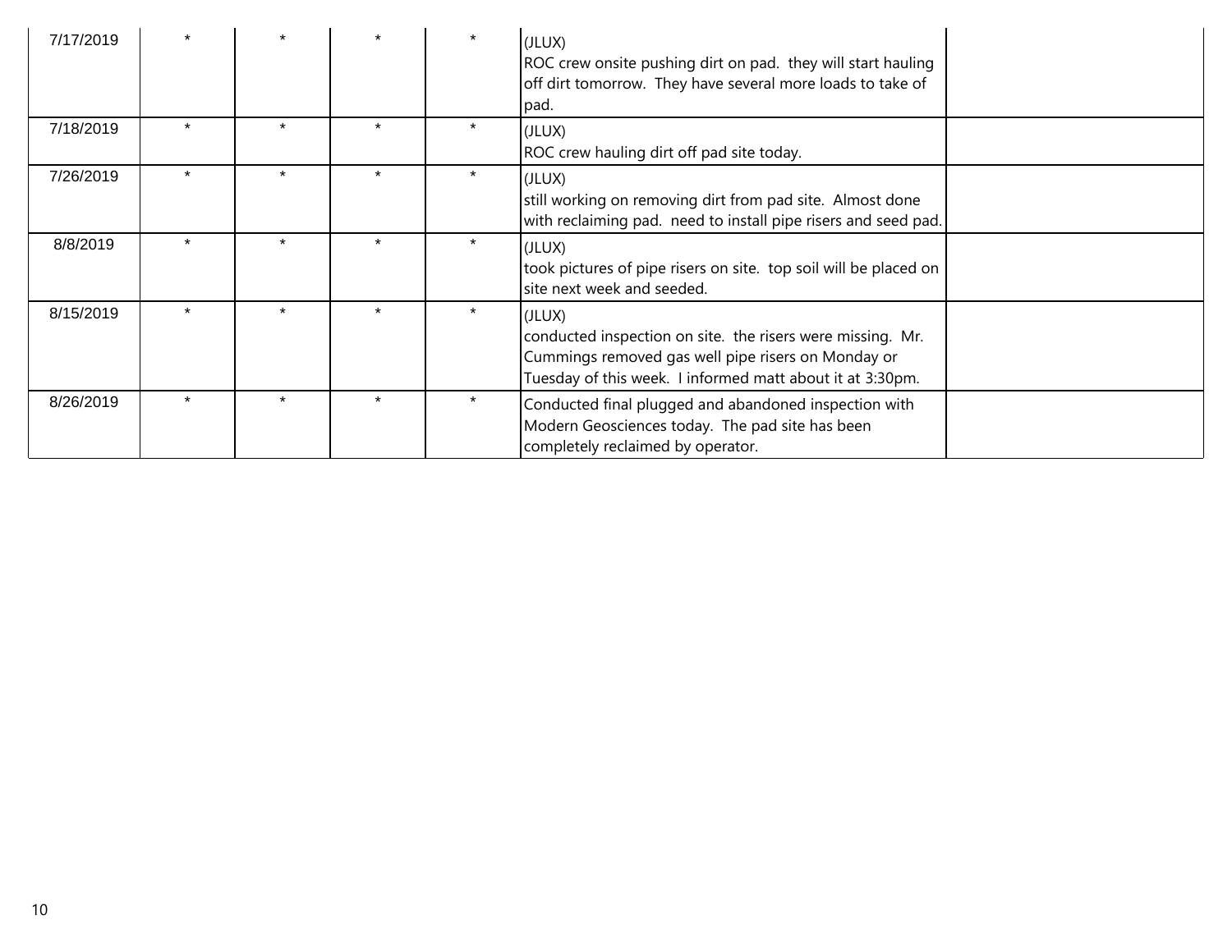| | | | | | | |
|---|---|---|---|---|---|---|
| 7/17/2019 | * | * | * | * | (JLUX)<br>ROC crew onsite pushing dirt on pad. they will start hauling off dirt tomorrow. They have several more loads to take of pad. | |
| 7/18/2019 | * | * | * | * | (JLUX)<br>ROC crew hauling dirt off pad site today. | |
| 7/26/2019 | * | * | * | * | (JLUX)<br>still working on removing dirt from pad site. Almost done with reclaiming pad. need to install pipe risers and seed pad. | |
| 8/8/2019 | * | * | * | * | (JLUX)<br>took pictures of pipe risers on site. top soil will be placed on site next week and seeded. | |
| 8/15/2019 | * | * | * | * | (JLUX)<br>conducted inspection on site. the risers were missing. Mr. Cummings removed gas well pipe risers on Monday or Tuesday of this week. I informed matt about it at 3:30pm. | |
| 8/26/2019 | * | * | * | * | Conducted final plugged and abandoned inspection with Modern Geosciences today. The pad site has been completely reclaimed by operator. | |